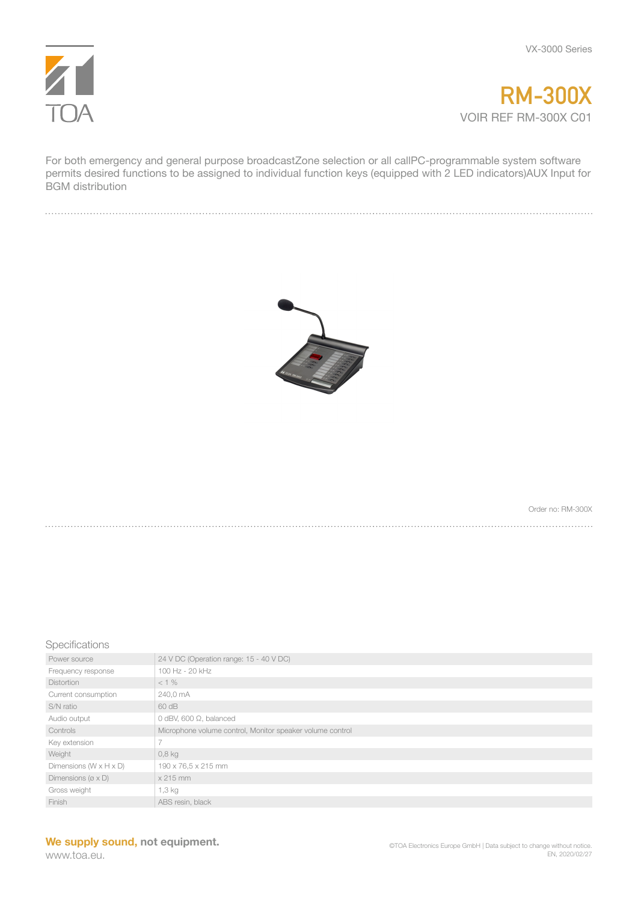VX-3000 Series

# RM-300X

VOIR REF RM-300X C01

For both emergency and general purpose broadcastZone selection or all callPC-programmable system software permits desired functions to be assigned to individual function keys (equipped with 2 LED indicators)AUX Input for BGM distribution

Order no: RM-300X

## Specifications

| | |
|---|---|
| Power source | 24 V DC (Operation range: 15 - 40 V DC) |
| Frequency response | 100 Hz - 20 kHz |
| Distortion | < 1 % |
| Current consumption | 240,0 mA |
| S/N ratio | 60 dB |
| Audio output | 0 dBV, 600 Ω, balanced |
| Controls | Microphone volume control, Monitor speaker volume control |
| Key extension | 7 |
| Weight | 0,8 kg |
| Dimensions (W x H x D) | 190 x 76,5 x 215 mm |
| Dimensions (ø x D) | x 215 mm |
| Gross weight | 1,3 kg |
| Finish | ABS resin, black |

**We supply sound, not equipment.**
www.toa.eu.

©TOA Electronics Europe GmbH | Data subject to change without notice.
EN, 2020/02/27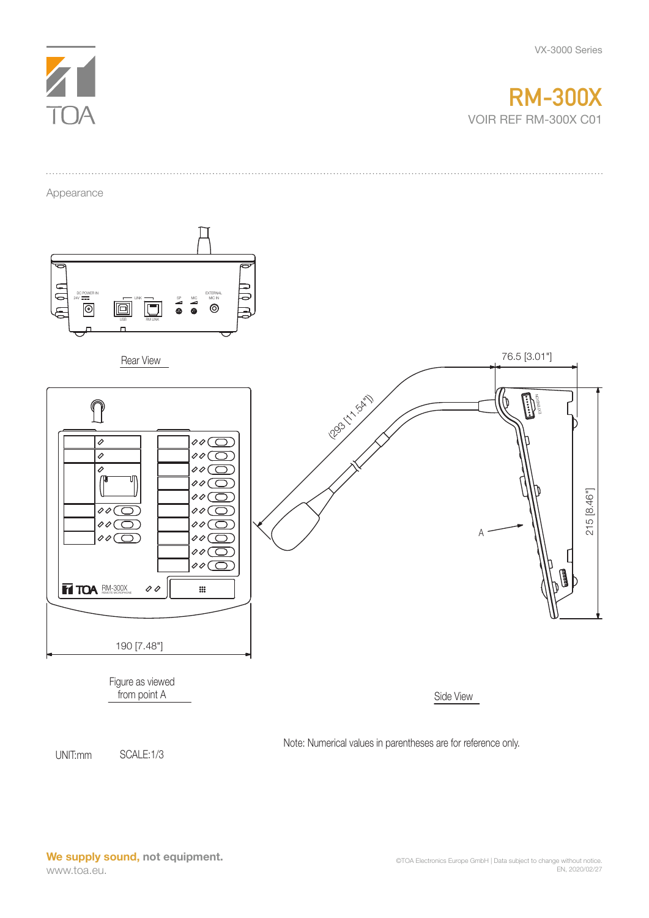VX-3000 Series

# RM-300X

VOIR REF RM-300X C01

Appearance

DC POWER IN 24V
LINK
USB
RM LINK
SP
MIC
EXTERNAL MIC IN

Rear View

76.5 [3.01"]

(293 [11.54"])

215 [8.46"]

A

190 [7.48"]

Figure as viewed from point A

Side View

Note: Numerical values in parentheses are for reference only.

UNIT:mm SCALE:1/3

**We supply sound, not equipment.**
www.toa.eu.

©TOA Electronics Europe GmbH | Data subject to change without notice.
EN, 2020/02/27